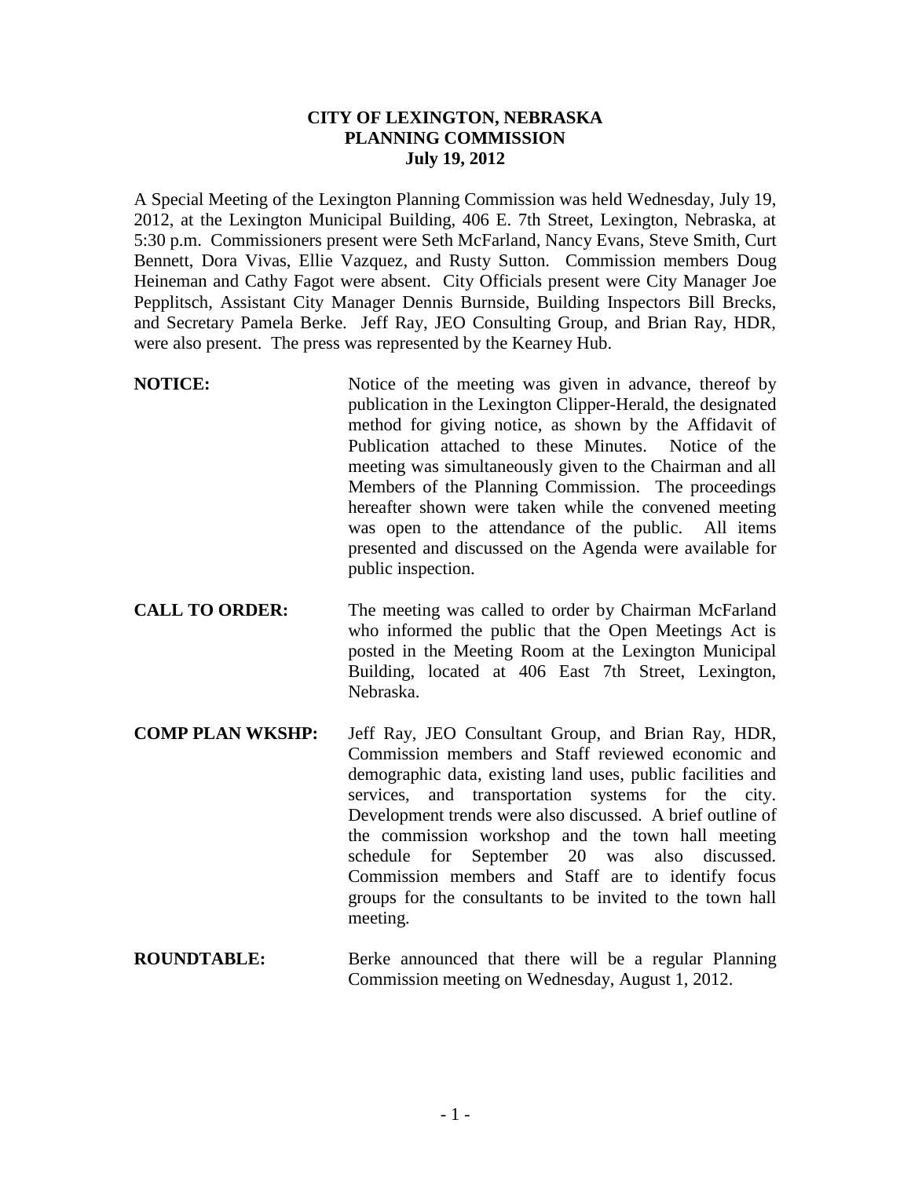**CITY OF LEXINGTON, NEBRASKA**
**PLANNING COMMISSION**
**July 19, 2012**

A Special Meeting of the Lexington Planning Commission was held Wednesday, July 19, 2012, at the Lexington Municipal Building, 406 E. 7th Street, Lexington, Nebraska, at 5:30 p.m. Commissioners present were Seth McFarland, Nancy Evans, Steve Smith, Curt Bennett, Dora Vivas, Ellie Vazquez, and Rusty Sutton. Commission members Doug Heineman and Cathy Fagot were absent. City Officials present were City Manager Joe Pepplitsch, Assistant City Manager Dennis Burnside, Building Inspectors Bill Brecks, and Secretary Pamela Berke. Jeff Ray, JEO Consulting Group, and Brian Ray, HDR, were also present. The press was represented by the Kearney Hub.

**NOTICE:** Notice of the meeting was given in advance, thereof by publication in the Lexington Clipper-Herald, the designated method for giving notice, as shown by the Affidavit of Publication attached to these Minutes. Notice of the meeting was simultaneously given to the Chairman and all Members of the Planning Commission. The proceedings hereafter shown were taken while the convened meeting was open to the attendance of the public. All items presented and discussed on the Agenda were available for public inspection.

**CALL TO ORDER:** The meeting was called to order by Chairman McFarland who informed the public that the Open Meetings Act is posted in the Meeting Room at the Lexington Municipal Building, located at 406 East 7th Street, Lexington, Nebraska.

**COMP PLAN WKSHP:** Jeff Ray, JEO Consultant Group, and Brian Ray, HDR, Commission members and Staff reviewed economic and demographic data, existing land uses, public facilities and services, and transportation systems for the city. Development trends were also discussed. A brief outline of the commission workshop and the town hall meeting schedule for September 20 was also discussed. Commission members and Staff are to identify focus groups for the consultants to be invited to the town hall meeting.

**ROUNDTABLE:** Berke announced that there will be a regular Planning Commission meeting on Wednesday, August 1, 2012.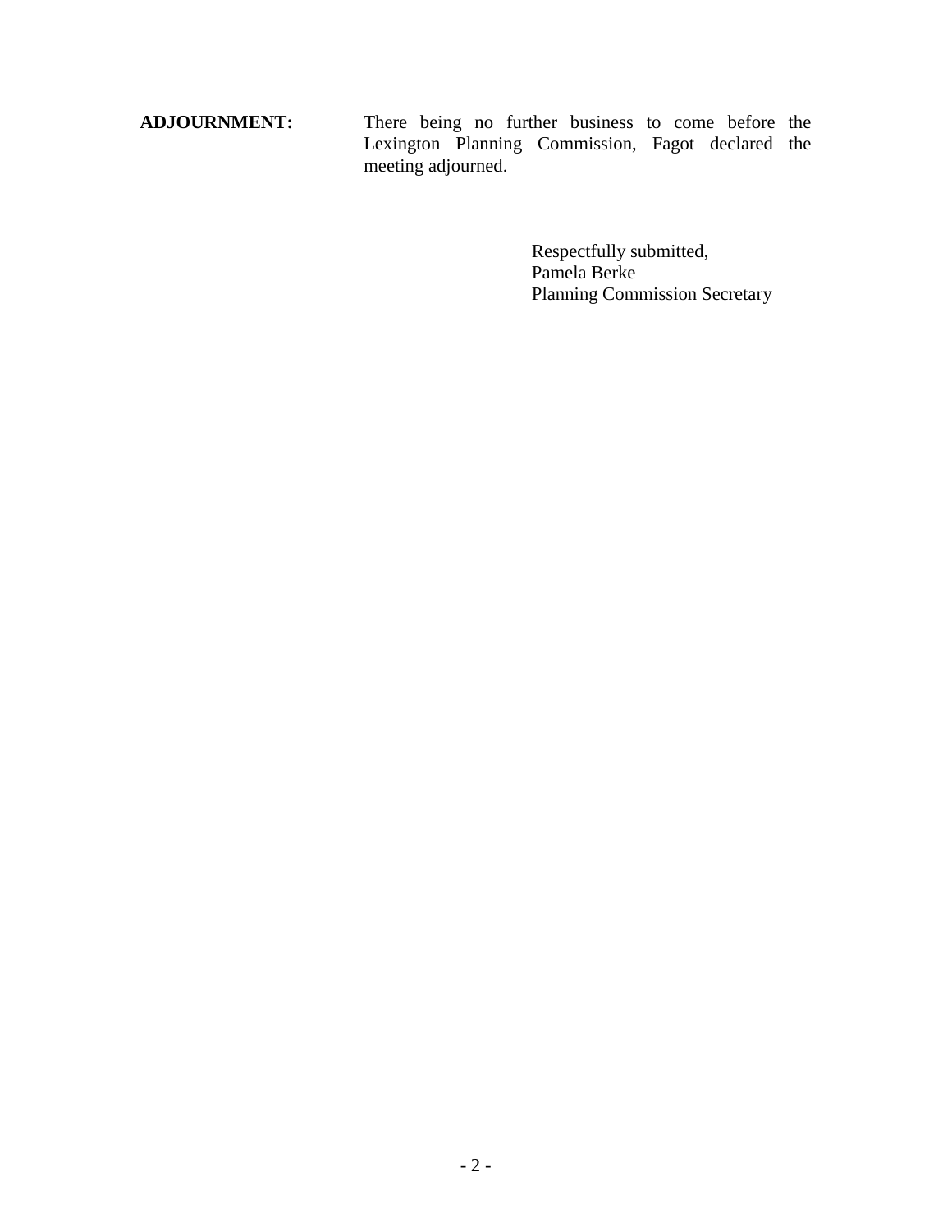**ADJOURNMENT:** There being no further business to come before the Lexington Planning Commission, Fagot declared the meeting adjourned.

Respectfully submitted,
Pamela Berke
Planning Commission Secretary